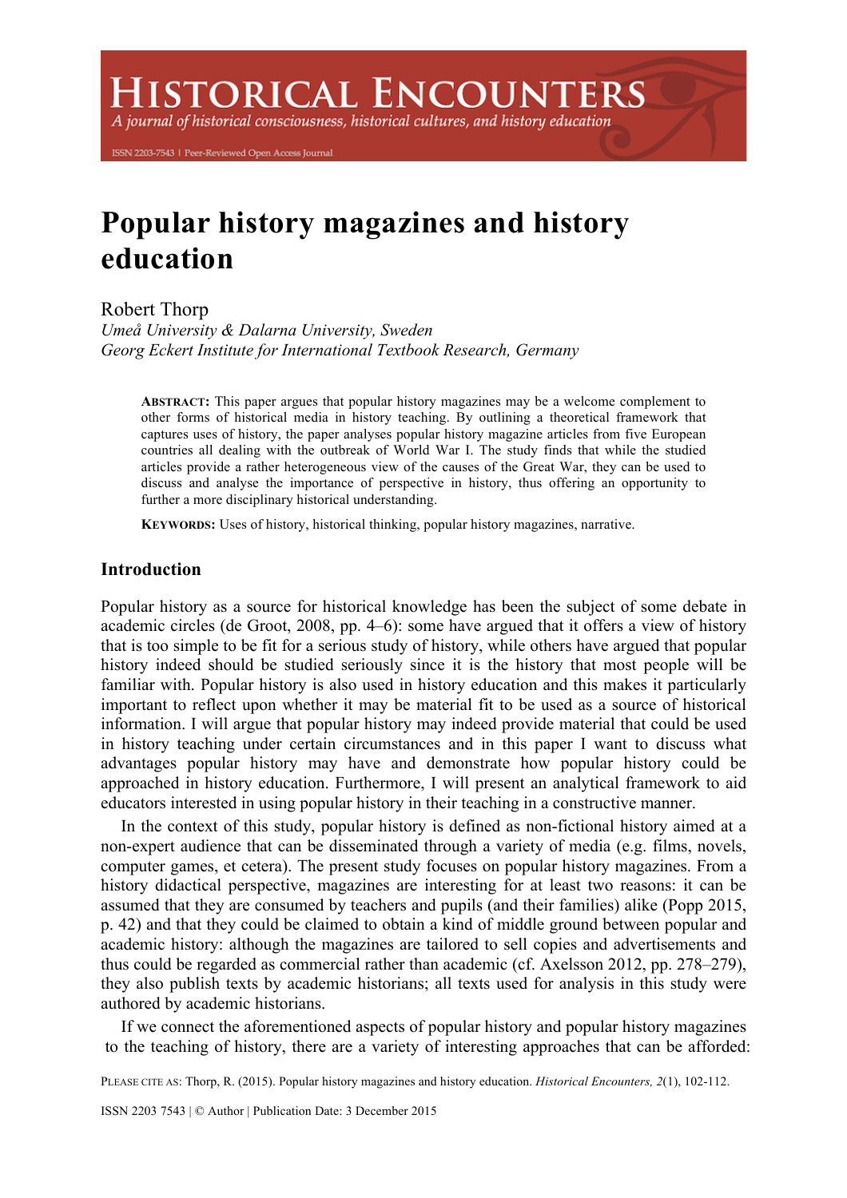# Historical Encounters

*A journal of historical consciousness, historical cultures, and history education*

ISSN 2203-7543 | Peer-Reviewed Open Access Journal

# Popular history magazines and history education

Robert Thorp
*Umeå University & Dalarna University, Sweden*
*Georg Eckert Institute for International Textbook Research, Germany*

**ABSTRACT:** This paper argues that popular history magazines may be a welcome complement to other forms of historical media in history teaching. By outlining a theoretical framework that captures uses of history, the paper analyses popular history magazine articles from five European countries all dealing with the outbreak of World War I. The study finds that while the studied articles provide a rather heterogeneous view of the causes of the Great War, they can be used to discuss and analyse the importance of perspective in history, thus offering an opportunity to further a more disciplinary historical understanding.

**KEYWORDS:** Uses of history, historical thinking, popular history magazines, narrative.

## Introduction

Popular history as a source for historical knowledge has been the subject of some debate in academic circles (de Groot, 2008, pp. 4–6): some have argued that it offers a view of history that is too simple to be fit for a serious study of history, while others have argued that popular history indeed should be studied seriously since it is the history that most people will be familiar with. Popular history is also used in history education and this makes it particularly important to reflect upon whether it may be material fit to be used as a source of historical information. I will argue that popular history may indeed provide material that could be used in history teaching under certain circumstances and in this paper I want to discuss what advantages popular history may have and demonstrate how popular history could be approached in history education. Furthermore, I will present an analytical framework to aid educators interested in using popular history in their teaching in a constructive manner.

In the context of this study, popular history is defined as non-fictional history aimed at a non-expert audience that can be disseminated through a variety of media (e.g. films, novels, computer games, et cetera). The present study focuses on popular history magazines. From a history didactical perspective, magazines are interesting for at least two reasons: it can be assumed that they are consumed by teachers and pupils (and their families) alike (Popp 2015, p. 42) and that they could be claimed to obtain a kind of middle ground between popular and academic history: although the magazines are tailored to sell copies and advertisements and thus could be regarded as commercial rather than academic (cf. Axelsson 2012, pp. 278–279), they also publish texts by academic historians; all texts used for analysis in this study were authored by academic historians.

If we connect the aforementioned aspects of popular history and popular history magazines to the teaching of history, there are a variety of interesting approaches that can be afforded:

PLEASE CITE AS: Thorp, R. (2015). Popular history magazines and history education. *Historical Encounters, 2*(1), 102-112.

ISSN 2203 7543 | © Author | Publication Date: 3 December 2015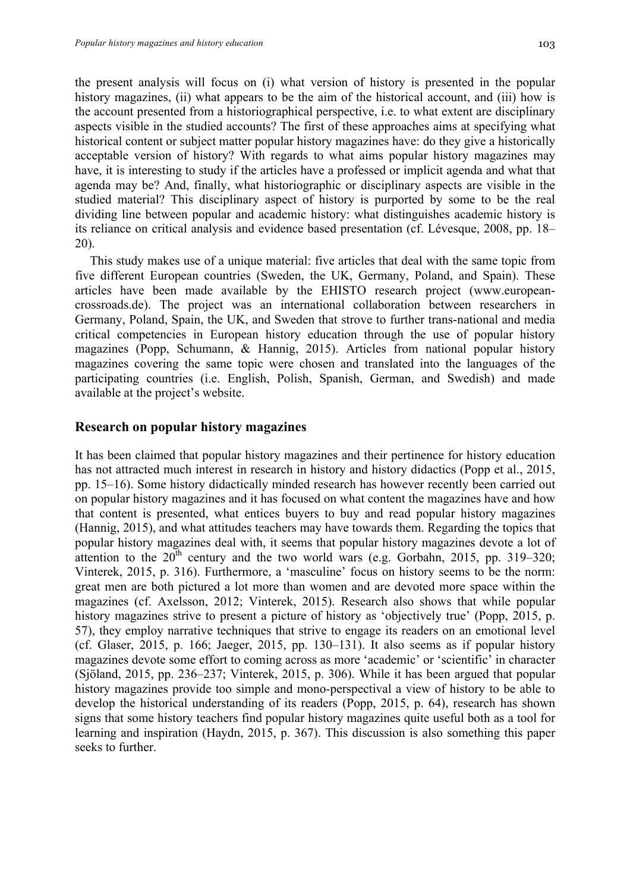the present analysis will focus on (i) what version of history is presented in the popular history magazines, (ii) what appears to be the aim of the historical account, and (iii) how is the account presented from a historiographical perspective, i.e. to what extent are disciplinary aspects visible in the studied accounts? The first of these approaches aims at specifying what historical content or subject matter popular history magazines have: do they give a historically acceptable version of history? With regards to what aims popular history magazines may have, it is interesting to study if the articles have a professed or implicit agenda and what that agenda may be? And, finally, what historiographic or disciplinary aspects are visible in the studied material? This disciplinary aspect of history is purported by some to be the real dividing line between popular and academic history: what distinguishes academic history is its reliance on critical analysis and evidence based presentation (cf. Lévesque, 2008, pp. 18–20).

This study makes use of a unique material: five articles that deal with the same topic from five different European countries (Sweden, the UK, Germany, Poland, and Spain). These articles have been made available by the EHISTO research project (www.european-crossroads.de). The project was an international collaboration between researchers in Germany, Poland, Spain, the UK, and Sweden that strove to further trans-national and media critical competencies in European history education through the use of popular history magazines (Popp, Schumann, & Hannig, 2015). Articles from national popular history magazines covering the same topic were chosen and translated into the languages of the participating countries (i.e. English, Polish, Spanish, German, and Swedish) and made available at the project's website.

## Research on popular history magazines

It has been claimed that popular history magazines and their pertinence for history education has not attracted much interest in research in history and history didactics (Popp et al., 2015, pp. 15–16). Some history didactically minded research has however recently been carried out on popular history magazines and it has focused on what content the magazines have and how that content is presented, what entices buyers to buy and read popular history magazines (Hannig, 2015), and what attitudes teachers may have towards them. Regarding the topics that popular history magazines deal with, it seems that popular history magazines devote a lot of attention to the 20th century and the two world wars (e.g. Gorbahn, 2015, pp. 319–320; Vinterek, 2015, p. 316). Furthermore, a 'masculine' focus on history seems to be the norm: great men are both pictured a lot more than women and are devoted more space within the magazines (cf. Axelsson, 2012; Vinterek, 2015). Research also shows that while popular history magazines strive to present a picture of history as 'objectively true' (Popp, 2015, p. 57), they employ narrative techniques that strive to engage its readers on an emotional level (cf. Glaser, 2015, p. 166; Jaeger, 2015, pp. 130–131). It also seems as if popular history magazines devote some effort to coming across as more 'academic' or 'scientific' in character (Sjöland, 2015, pp. 236–237; Vinterek, 2015, p. 306). While it has been argued that popular history magazines provide too simple and mono-perspectival a view of history to be able to develop the historical understanding of its readers (Popp, 2015, p. 64), research has shown signs that some history teachers find popular history magazines quite useful both as a tool for learning and inspiration (Haydn, 2015, p. 367). This discussion is also something this paper seeks to further.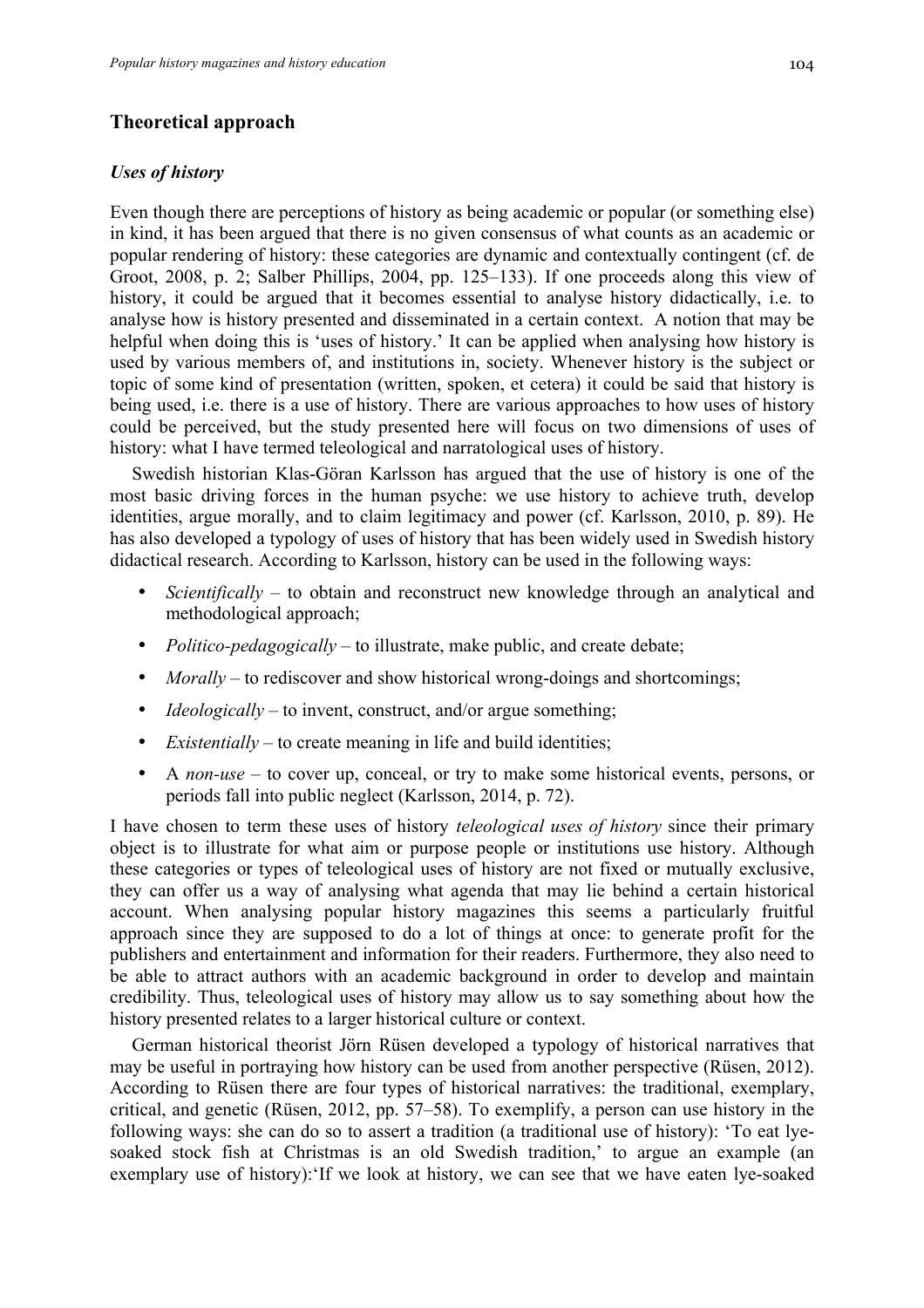## Theoretical approach

### *Uses of history*

Even though there are perceptions of history as being academic or popular (or something else) in kind, it has been argued that there is no given consensus of what counts as an academic or popular rendering of history: these categories are dynamic and contextually contingent (cf. de Groot, 2008, p. 2; Salber Phillips, 2004, pp. 125–133). If one proceeds along this view of history, it could be argued that it becomes essential to analyse history didactically, i.e. to analyse how is history presented and disseminated in a certain context. A notion that may be helpful when doing this is 'uses of history.' It can be applied when analysing how history is used by various members of, and institutions in, society. Whenever history is the subject or topic of some kind of presentation (written, spoken, et cetera) it could be said that history is being used, i.e. there is a use of history. There are various approaches to how uses of history could be perceived, but the study presented here will focus on two dimensions of uses of history: what I have termed teleological and narratological uses of history.

Swedish historian Klas-Göran Karlsson has argued that the use of history is one of the most basic driving forces in the human psyche: we use history to achieve truth, develop identities, argue morally, and to claim legitimacy and power (cf. Karlsson, 2010, p. 89). He has also developed a typology of uses of history that has been widely used in Swedish history didactical research. According to Karlsson, history can be used in the following ways:

- *Scientifically* – to obtain and reconstruct new knowledge through an analytical and methodological approach;
- *Politico-pedagogically* – to illustrate, make public, and create debate;
- *Morally* – to rediscover and show historical wrong-doings and shortcomings;
- *Ideologically* – to invent, construct, and/or argue something;
- *Existentially* – to create meaning in life and build identities;
- A *non-use* – to cover up, conceal, or try to make some historical events, persons, or periods fall into public neglect (Karlsson, 2014, p. 72).

I have chosen to term these uses of history *teleological uses of history* since their primary object is to illustrate for what aim or purpose people or institutions use history. Although these categories or types of teleological uses of history are not fixed or mutually exclusive, they can offer us a way of analysing what agenda that may lie behind a certain historical account. When analysing popular history magazines this seems a particularly fruitful approach since they are supposed to do a lot of things at once: to generate profit for the publishers and entertainment and information for their readers. Furthermore, they also need to be able to attract authors with an academic background in order to develop and maintain credibility. Thus, teleological uses of history may allow us to say something about how the history presented relates to a larger historical culture or context.

German historical theorist Jörn Rüsen developed a typology of historical narratives that may be useful in portraying how history can be used from another perspective (Rüsen, 2012). According to Rüsen there are four types of historical narratives: the traditional, exemplary, critical, and genetic (Rüsen, 2012, pp. 57–58). To exemplify, a person can use history in the following ways: she can do so to assert a tradition (a traditional use of history): 'To eat lye-soaked stock fish at Christmas is an old Swedish tradition,' to argue an example (an exemplary use of history): 'If we look at history, we can see that we have eaten lye-soaked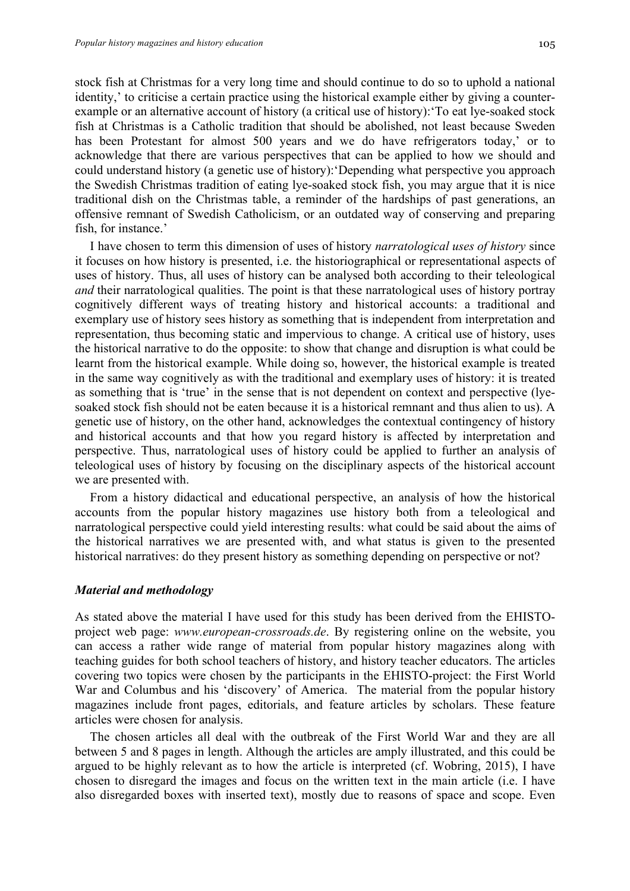stock fish at Christmas for a very long time and should continue to do so to uphold a national identity,' to criticise a certain practice using the historical example either by giving a counter-example or an alternative account of history (a critical use of history):'To eat lye-soaked stock fish at Christmas is a Catholic tradition that should be abolished, not least because Sweden has been Protestant for almost 500 years and we do have refrigerators today,' or to acknowledge that there are various perspectives that can be applied to how we should and could understand history (a genetic use of history):'Depending what perspective you approach the Swedish Christmas tradition of eating lye-soaked stock fish, you may argue that it is nice traditional dish on the Christmas table, a reminder of the hardships of past generations, an offensive remnant of Swedish Catholicism, or an outdated way of conserving and preparing fish, for instance.'

I have chosen to term this dimension of uses of history *narratological uses of history* since it focuses on how history is presented, i.e. the historiographical or representational aspects of uses of history. Thus, all uses of history can be analysed both according to their teleological *and* their narratological qualities. The point is that these narratological uses of history portray cognitively different ways of treating history and historical accounts: a traditional and exemplary use of history sees history as something that is independent from interpretation and representation, thus becoming static and impervious to change. A critical use of history, uses the historical narrative to do the opposite: to show that change and disruption is what could be learnt from the historical example. While doing so, however, the historical example is treated in the same way cognitively as with the traditional and exemplary uses of history: it is treated as something that is 'true' in the sense that is not dependent on context and perspective (lye-soaked stock fish should not be eaten because it is a historical remnant and thus alien to us). A genetic use of history, on the other hand, acknowledges the contextual contingency of history and historical accounts and that how you regard history is affected by interpretation and perspective. Thus, narratological uses of history could be applied to further an analysis of teleological uses of history by focusing on the disciplinary aspects of the historical account we are presented with.

From a history didactical and educational perspective, an analysis of how the historical accounts from the popular history magazines use history both from a teleological and narratological perspective could yield interesting results: what could be said about the aims of the historical narratives we are presented with, and what status is given to the presented historical narratives: do they present history as something depending on perspective or not?

### *Material and methodology*

As stated above the material I have used for this study has been derived from the EHISTO-project web page: *www.european-crossroads.de*. By registering online on the website, you can access a rather wide range of material from popular history magazines along with teaching guides for both school teachers of history, and history teacher educators. The articles covering two topics were chosen by the participants in the EHISTO-project: the First World War and Columbus and his 'discovery' of America. The material from the popular history magazines include front pages, editorials, and feature articles by scholars. These feature articles were chosen for analysis.

The chosen articles all deal with the outbreak of the First World War and they are all between 5 and 8 pages in length. Although the articles are amply illustrated, and this could be argued to be highly relevant as to how the article is interpreted (cf. Wobring, 2015), I have chosen to disregard the images and focus on the written text in the main article (i.e. I have also disregarded boxes with inserted text), mostly due to reasons of space and scope. Even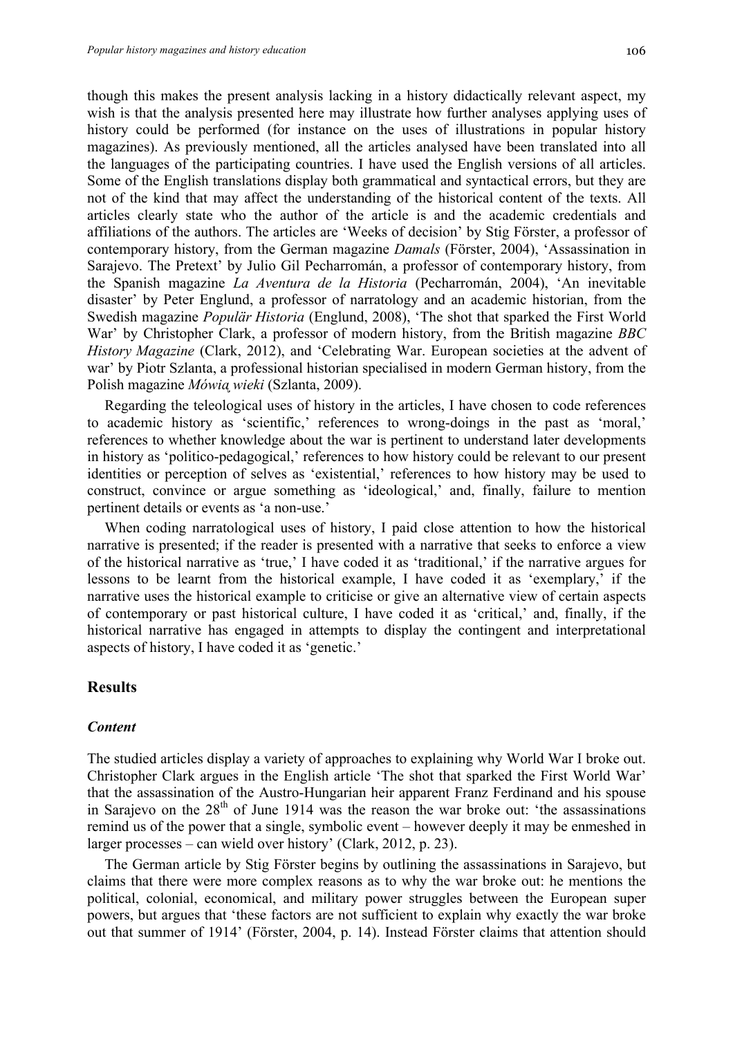though this makes the present analysis lacking in a history didactically relevant aspect, my wish is that the analysis presented here may illustrate how further analyses applying uses of history could be performed (for instance on the uses of illustrations in popular history magazines). As previously mentioned, all the articles analysed have been translated into all the languages of the participating countries. I have used the English versions of all articles. Some of the English translations display both grammatical and syntactical errors, but they are not of the kind that may affect the understanding of the historical content of the texts. All articles clearly state who the author of the article is and the academic credentials and affiliations of the authors. The articles are 'Weeks of decision' by Stig Förster, a professor of contemporary history, from the German magazine *Damals* (Förster, 2004), 'Assassination in Sarajevo. The Pretext' by Julio Gil Pecharromán, a professor of contemporary history, from the Spanish magazine *La Aventura de la Historia* (Pecharromán, 2004), 'An inevitable disaster' by Peter Englund, a professor of narratology and an academic historian, from the Swedish magazine *Populär Historia* (Englund, 2008), 'The shot that sparked the First World War' by Christopher Clark, a professor of modern history, from the British magazine *BBC History Magazine* (Clark, 2012), and 'Celebrating War. European societies at the advent of war' by Piotr Szlanta, a professional historian specialised in modern German history, from the Polish magazine *Mówią wieki* (Szlanta, 2009).

Regarding the teleological uses of history in the articles, I have chosen to code references to academic history as 'scientific,' references to wrong-doings in the past as 'moral,' references to whether knowledge about the war is pertinent to understand later developments in history as 'politico-pedagogical,' references to how history could be relevant to our present identities or perception of selves as 'existential,' references to how history may be used to construct, convince or argue something as 'ideological,' and, finally, failure to mention pertinent details or events as 'a non-use.'

When coding narratological uses of history, I paid close attention to how the historical narrative is presented; if the reader is presented with a narrative that seeks to enforce a view of the historical narrative as 'true,' I have coded it as 'traditional,' if the narrative argues for lessons to be learnt from the historical example, I have coded it as 'exemplary,' if the narrative uses the historical example to criticise or give an alternative view of certain aspects of contemporary or past historical culture, I have coded it as 'critical,' and, finally, if the historical narrative has engaged in attempts to display the contingent and interpretational aspects of history, I have coded it as 'genetic.'

## Results

### *Content*

The studied articles display a variety of approaches to explaining why World War I broke out. Christopher Clark argues in the English article 'The shot that sparked the First World War' that the assassination of the Austro-Hungarian heir apparent Franz Ferdinand and his spouse in Sarajevo on the 28th of June 1914 was the reason the war broke out: 'the assassinations remind us of the power that a single, symbolic event – however deeply it may be enmeshed in larger processes – can wield over history' (Clark, 2012, p. 23).

The German article by Stig Förster begins by outlining the assassinations in Sarajevo, but claims that there were more complex reasons as to why the war broke out: he mentions the political, colonial, economical, and military power struggles between the European super powers, but argues that 'these factors are not sufficient to explain why exactly the war broke out that summer of 1914' (Förster, 2004, p. 14). Instead Förster claims that attention should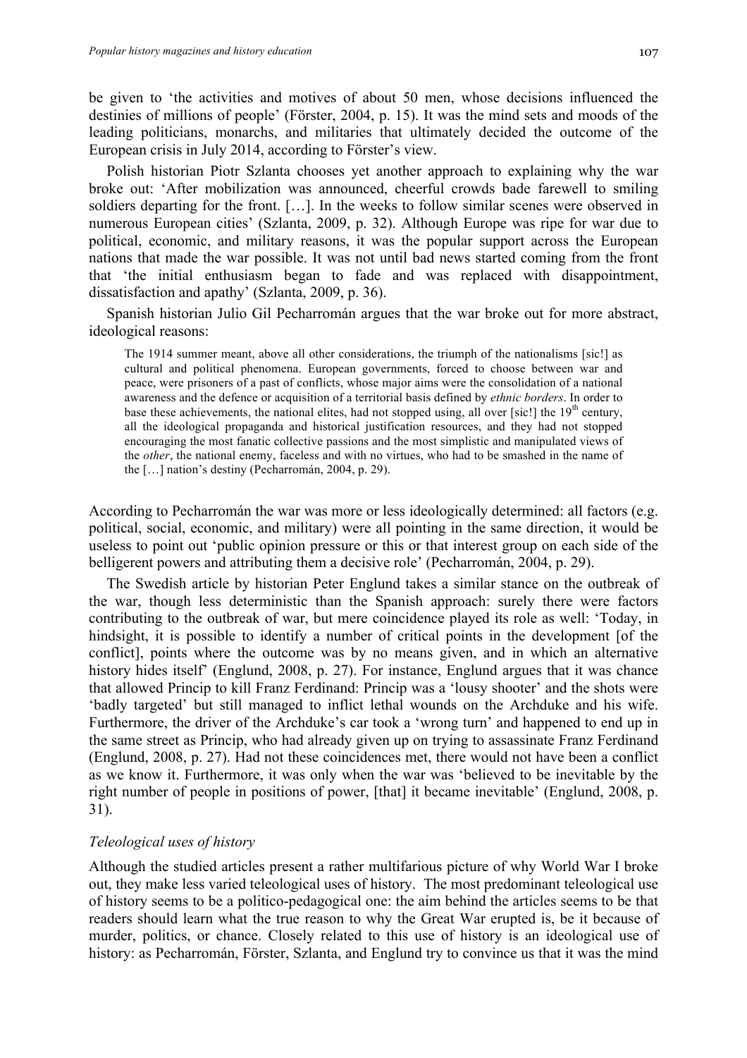be given to 'the activities and motives of about 50 men, whose decisions influenced the destinies of millions of people' (Förster, 2004, p. 15). It was the mind sets and moods of the leading politicians, monarchs, and militaries that ultimately decided the outcome of the European crisis in July 2014, according to Förster's view.

Polish historian Piotr Szlanta chooses yet another approach to explaining why the war broke out: 'After mobilization was announced, cheerful crowds bade farewell to smiling soldiers departing for the front. […]. In the weeks to follow similar scenes were observed in numerous European cities' (Szlanta, 2009, p. 32). Although Europe was ripe for war due to political, economic, and military reasons, it was the popular support across the European nations that made the war possible. It was not until bad news started coming from the front that 'the initial enthusiasm began to fade and was replaced with disappointment, dissatisfaction and apathy' (Szlanta, 2009, p. 36).

Spanish historian Julio Gil Pecharromán argues that the war broke out for more abstract, ideological reasons:

> The 1914 summer meant, above all other considerations, the triumph of the nationalisms [sic!] as cultural and political phenomena. European governments, forced to choose between war and peace, were prisoners of a past of conflicts, whose major aims were the consolidation of a national awareness and the defence or acquisition of a territorial basis defined by *ethnic borders*. In order to base these achievements, the national elites, had not stopped using, all over [sic!] the 19th century, all the ideological propaganda and historical justification resources, and they had not stopped encouraging the most fanatic collective passions and the most simplistic and manipulated views of the *other*, the national enemy, faceless and with no virtues, who had to be smashed in the name of the […] nation's destiny (Pecharromán, 2004, p. 29).

According to Pecharromán the war was more or less ideologically determined: all factors (e.g. political, social, economic, and military) were all pointing in the same direction, it would be useless to point out 'public opinion pressure or this or that interest group on each side of the belligerent powers and attributing them a decisive role' (Pecharromán, 2004, p. 29).

The Swedish article by historian Peter Englund takes a similar stance on the outbreak of the war, though less deterministic than the Spanish approach: surely there were factors contributing to the outbreak of war, but mere coincidence played its role as well: 'Today, in hindsight, it is possible to identify a number of critical points in the development [of the conflict], points where the outcome was by no means given, and in which an alternative history hides itself' (Englund, 2008, p. 27). For instance, Englund argues that it was chance that allowed Princip to kill Franz Ferdinand: Princip was a 'lousy shooter' and the shots were 'badly targeted' but still managed to inflict lethal wounds on the Archduke and his wife. Furthermore, the driver of the Archduke's car took a 'wrong turn' and happened to end up in the same street as Princip, who had already given up on trying to assassinate Franz Ferdinand (Englund, 2008, p. 27). Had not these coincidences met, there would not have been a conflict as we know it. Furthermore, it was only when the war was 'believed to be inevitable by the right number of people in positions of power, [that] it became inevitable' (Englund, 2008, p. 31).

### *Teleological uses of history*

Although the studied articles present a rather multifarious picture of why World War I broke out, they make less varied teleological uses of history. The most predominant teleological use of history seems to be a politico-pedagogical one: the aim behind the articles seems to be that readers should learn what the true reason to why the Great War erupted is, be it because of murder, politics, or chance. Closely related to this use of history is an ideological use of history: as Pecharromán, Förster, Szlanta, and Englund try to convince us that it was the mind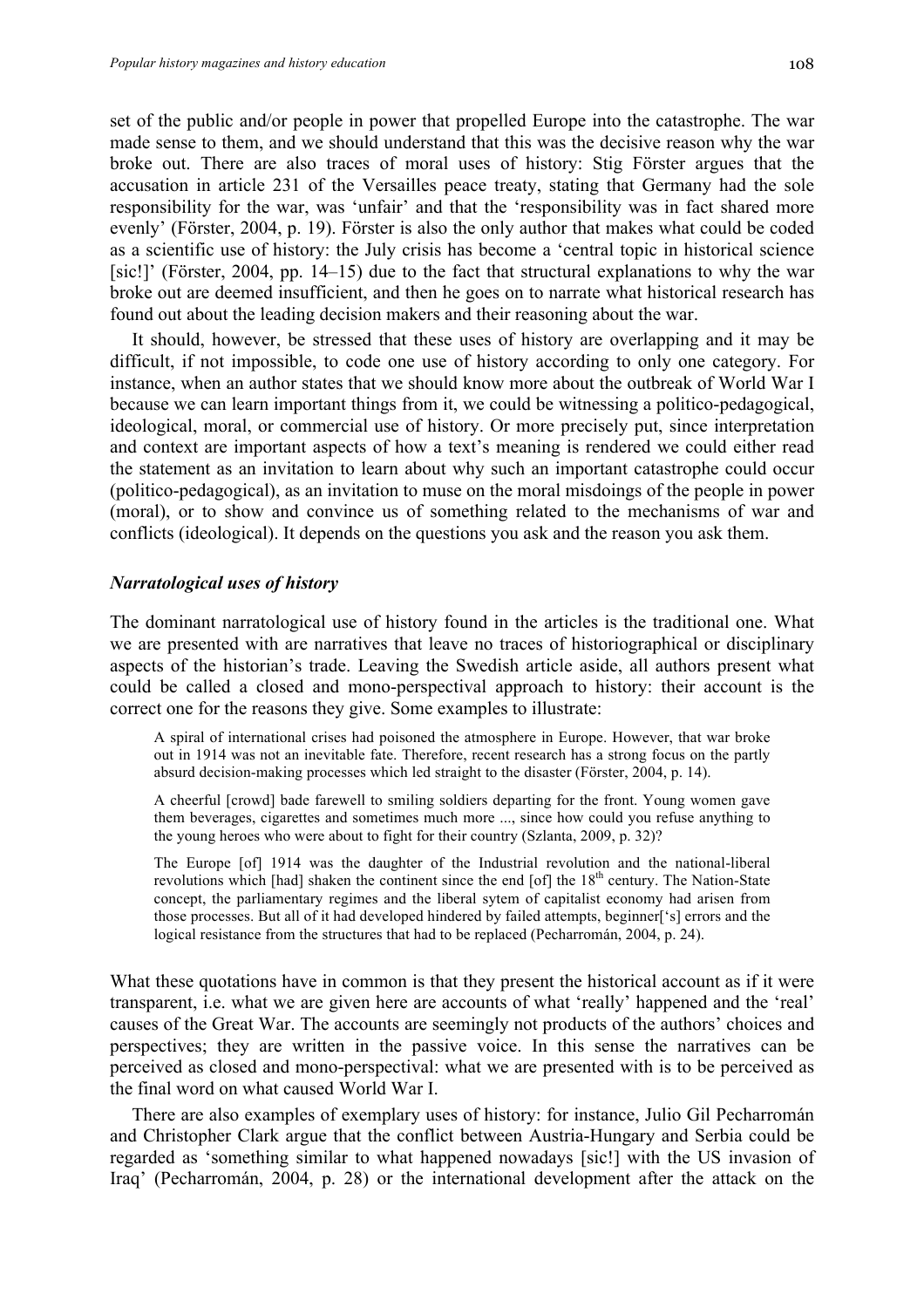set of the public and/or people in power that propelled Europe into the catastrophe. The war made sense to them, and we should understand that this was the decisive reason why the war broke out. There are also traces of moral uses of history: Stig Förster argues that the accusation in article 231 of the Versailles peace treaty, stating that Germany had the sole responsibility for the war, was 'unfair' and that the 'responsibility was in fact shared more evenly' (Förster, 2004, p. 19). Förster is also the only author that makes what could be coded as a scientific use of history: the July crisis has become a 'central topic in historical science [sic!]' (Förster, 2004, pp. 14–15) due to the fact that structural explanations to why the war broke out are deemed insufficient, and then he goes on to narrate what historical research has found out about the leading decision makers and their reasoning about the war.

It should, however, be stressed that these uses of history are overlapping and it may be difficult, if not impossible, to code one use of history according to only one category. For instance, when an author states that we should know more about the outbreak of World War I because we can learn important things from it, we could be witnessing a politico-pedagogical, ideological, moral, or commercial use of history. Or more precisely put, since interpretation and context are important aspects of how a text's meaning is rendered we could either read the statement as an invitation to learn about why such an important catastrophe could occur (politico-pedagogical), as an invitation to muse on the moral misdoings of the people in power (moral), or to show and convince us of something related to the mechanisms of war and conflicts (ideological). It depends on the questions you ask and the reason you ask them.

### *Narratological uses of history*

The dominant narratological use of history found in the articles is the traditional one. What we are presented with are narratives that leave no traces of historiographical or disciplinary aspects of the historian's trade. Leaving the Swedish article aside, all authors present what could be called a closed and mono-perspectival approach to history: their account is the correct one for the reasons they give. Some examples to illustrate:

> A spiral of international crises had poisoned the atmosphere in Europe. However, that war broke out in 1914 was not an inevitable fate. Therefore, recent research has a strong focus on the partly absurd decision-making processes which led straight to the disaster (Förster, 2004, p. 14).

> A cheerful [crowd] bade farewell to smiling soldiers departing for the front. Young women gave them beverages, cigarettes and sometimes much more ..., since how could you refuse anything to the young heroes who were about to fight for their country (Szlanta, 2009, p. 32)?

> The Europe [of] 1914 was the daughter of the Industrial revolution and the national-liberal revolutions which [had] shaken the continent since the end [of] the 18th century. The Nation-State concept, the parliamentary regimes and the liberal sytem of capitalist economy had arisen from those processes. But all of it had developed hindered by failed attempts, beginner['s] errors and the logical resistance from the structures that had to be replaced (Pecharromán, 2004, p. 24).

What these quotations have in common is that they present the historical account as if it were transparent, i.e. what we are given here are accounts of what 'really' happened and the 'real' causes of the Great War. The accounts are seemingly not products of the authors' choices and perspectives; they are written in the passive voice. In this sense the narratives can be perceived as closed and mono-perspectival: what we are presented with is to be perceived as the final word on what caused World War I.

There are also examples of exemplary uses of history: for instance, Julio Gil Pecharromán and Christopher Clark argue that the conflict between Austria-Hungary and Serbia could be regarded as 'something similar to what happened nowadays [sic!] with the US invasion of Iraq' (Pecharromán, 2004, p. 28) or the international development after the attack on the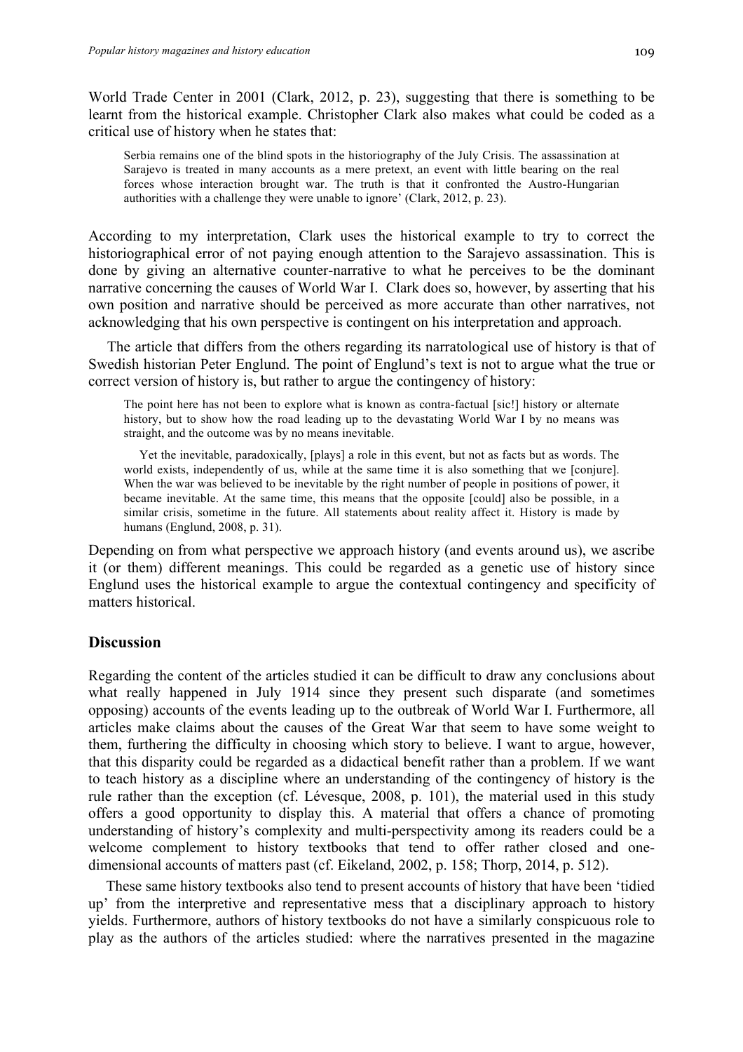World Trade Center in 2001 (Clark, 2012, p. 23), suggesting that there is something to be learnt from the historical example. Christopher Clark also makes what could be coded as a critical use of history when he states that:

> Serbia remains one of the blind spots in the historiography of the July Crisis. The assassination at Sarajevo is treated in many accounts as a mere pretext, an event with little bearing on the real forces whose interaction brought war. The truth is that it confronted the Austro-Hungarian authorities with a challenge they were unable to ignore' (Clark, 2012, p. 23).

According to my interpretation, Clark uses the historical example to try to correct the historiographical error of not paying enough attention to the Sarajevo assassination. This is done by giving an alternative counter-narrative to what he perceives to be the dominant narrative concerning the causes of World War I. Clark does so, however, by asserting that his own position and narrative should be perceived as more accurate than other narratives, not acknowledging that his own perspective is contingent on his interpretation and approach.

The article that differs from the others regarding its narratological use of history is that of Swedish historian Peter Englund. The point of Englund's text is not to argue what the true or correct version of history is, but rather to argue the contingency of history:

> The point here has not been to explore what is known as contra-factual [sic!] history or alternate history, but to show how the road leading up to the devastating World War I by no means was straight, and the outcome was by no means inevitable.
>
> Yet the inevitable, paradoxically, [plays] a role in this event, but not as facts but as words. The world exists, independently of us, while at the same time it is also something that we [conjure]. When the war was believed to be inevitable by the right number of people in positions of power, it became inevitable. At the same time, this means that the opposite [could] also be possible, in a similar crisis, sometime in the future. All statements about reality affect it. History is made by humans (Englund, 2008, p. 31).

Depending on from what perspective we approach history (and events around us), we ascribe it (or them) different meanings. This could be regarded as a genetic use of history since Englund uses the historical example to argue the contextual contingency and specificity of matters historical.

## Discussion

Regarding the content of the articles studied it can be difficult to draw any conclusions about what really happened in July 1914 since they present such disparate (and sometimes opposing) accounts of the events leading up to the outbreak of World War I. Furthermore, all articles make claims about the causes of the Great War that seem to have some weight to them, furthering the difficulty in choosing which story to believe. I want to argue, however, that this disparity could be regarded as a didactical benefit rather than a problem. If we want to teach history as a discipline where an understanding of the contingency of history is the rule rather than the exception (cf. Lévesque, 2008, p. 101), the material used in this study offers a good opportunity to display this. A material that offers a chance of promoting understanding of history's complexity and multi-perspectivity among its readers could be a welcome complement to history textbooks that tend to offer rather closed and one-dimensional accounts of matters past (cf. Eikeland, 2002, p. 158; Thorp, 2014, p. 512).

These same history textbooks also tend to present accounts of history that have been 'tidied up' from the interpretive and representative mess that a disciplinary approach to history yields. Furthermore, authors of history textbooks do not have a similarly conspicuous role to play as the authors of the articles studied: where the narratives presented in the magazine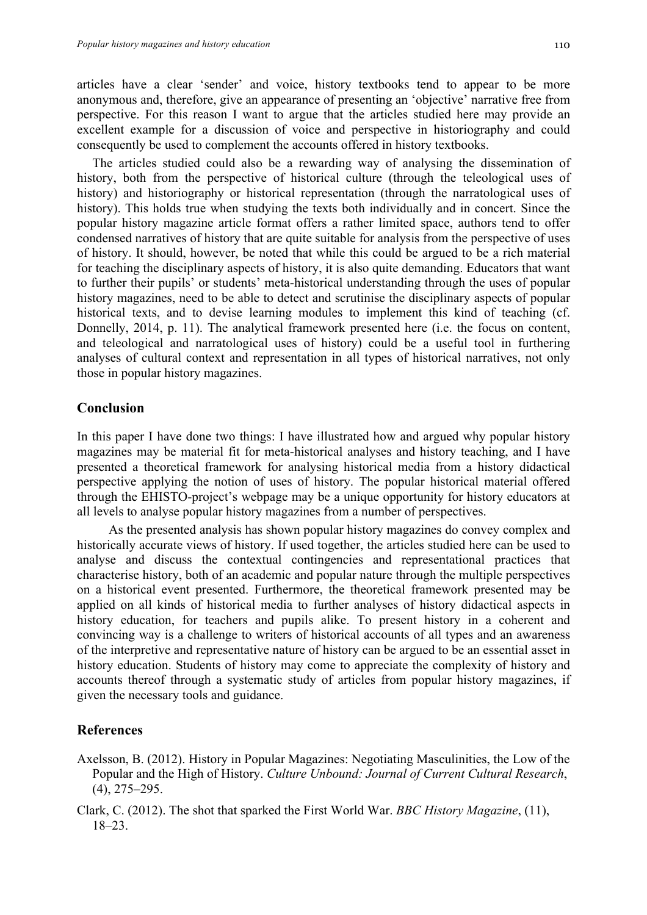articles have a clear 'sender' and voice, history textbooks tend to appear to be more anonymous and, therefore, give an appearance of presenting an 'objective' narrative free from perspective. For this reason I want to argue that the articles studied here may provide an excellent example for a discussion of voice and perspective in historiography and could consequently be used to complement the accounts offered in history textbooks.

The articles studied could also be a rewarding way of analysing the dissemination of history, both from the perspective of historical culture (through the teleological uses of history) and historiography or historical representation (through the narratological uses of history). This holds true when studying the texts both individually and in concert. Since the popular history magazine article format offers a rather limited space, authors tend to offer condensed narratives of history that are quite suitable for analysis from the perspective of uses of history. It should, however, be noted that while this could be argued to be a rich material for teaching the disciplinary aspects of history, it is also quite demanding. Educators that want to further their pupils' or students' meta-historical understanding through the uses of popular history magazines, need to be able to detect and scrutinise the disciplinary aspects of popular historical texts, and to devise learning modules to implement this kind of teaching (cf. Donnelly, 2014, p. 11). The analytical framework presented here (i.e. the focus on content, and teleological and narratological uses of history) could be a useful tool in furthering analyses of cultural context and representation in all types of historical narratives, not only those in popular history magazines.

## Conclusion

In this paper I have done two things: I have illustrated how and argued why popular history magazines may be material fit for meta-historical analyses and history teaching, and I have presented a theoretical framework for analysing historical media from a history didactical perspective applying the notion of uses of history. The popular historical material offered through the EHISTO-project's webpage may be a unique opportunity for history educators at all levels to analyse popular history magazines from a number of perspectives.

As the presented analysis has shown popular history magazines do convey complex and historically accurate views of history. If used together, the articles studied here can be used to analyse and discuss the contextual contingencies and representational practices that characterise history, both of an academic and popular nature through the multiple perspectives on a historical event presented. Furthermore, the theoretical framework presented may be applied on all kinds of historical media to further analyses of history didactical aspects in history education, for teachers and pupils alike. To present history in a coherent and convincing way is a challenge to writers of historical accounts of all types and an awareness of the interpretive and representative nature of history can be argued to be an essential asset in history education. Students of history may come to appreciate the complexity of history and accounts thereof through a systematic study of articles from popular history magazines, if given the necessary tools and guidance.

## References

Axelsson, B. (2012). History in Popular Magazines: Negotiating Masculinities, the Low of the Popular and the High of History. *Culture Unbound: Journal of Current Cultural Research*, (4), 275–295.

Clark, C. (2012). The shot that sparked the First World War. *BBC History Magazine*, (11), 18–23.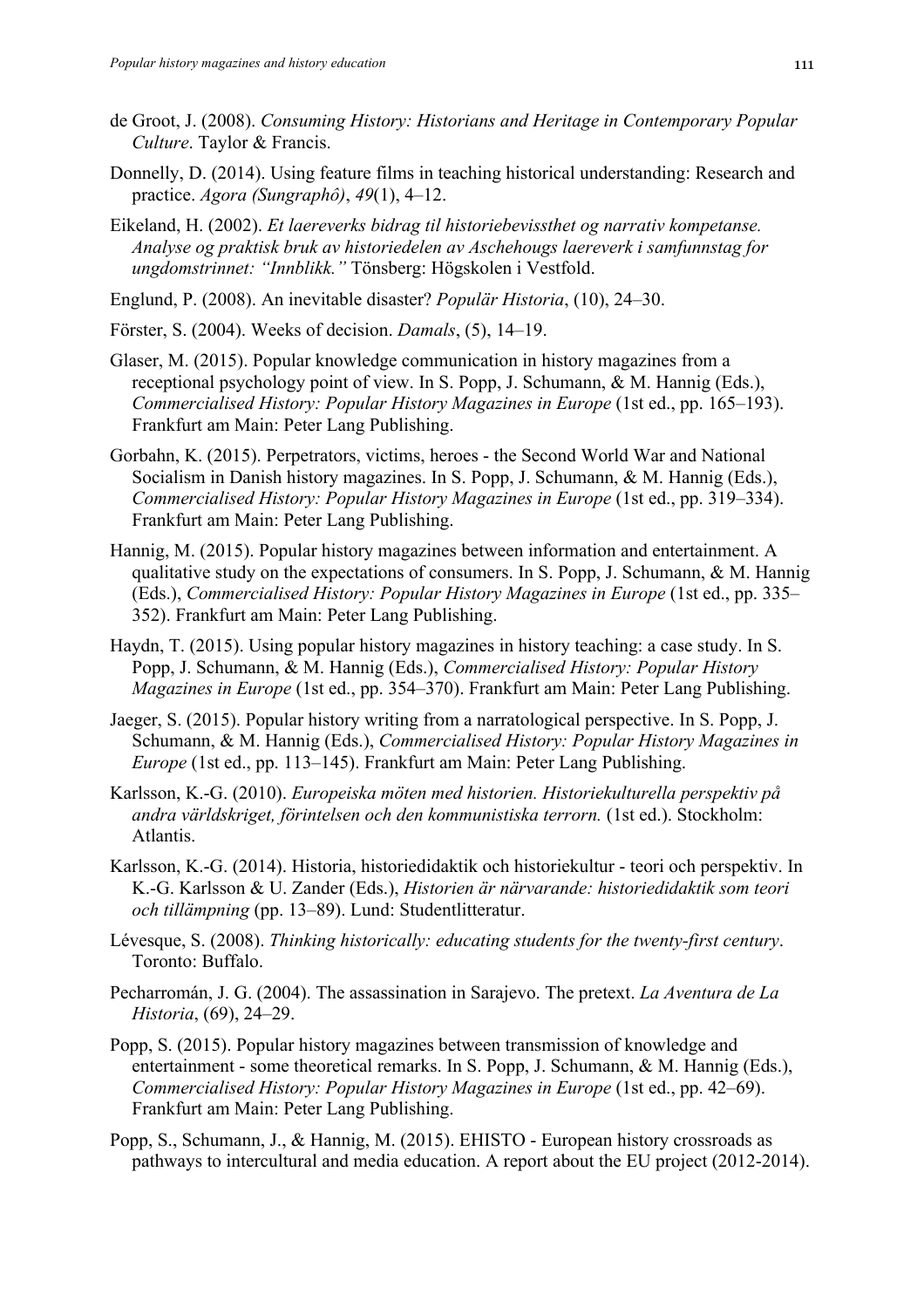de Groot, J. (2008). *Consuming History: Historians and Heritage in Contemporary Popular Culture*. Taylor & Francis.

Donnelly, D. (2014). Using feature films in teaching historical understanding: Research and practice. *Agora (Sungraphô)*, *49*(1), 4–12.

Eikeland, H. (2002). *Et laereverks bidrag til historiebevissthet og narrativ kompetanse. Analyse og praktisk bruk av historiedelen av Aschehougs laereverk i samfunnstag for ungdomstrinnet: "Innblikk."* Tönsberg: Högskolen i Vestfold.

Englund, P. (2008). An inevitable disaster? *Populär Historia*, (10), 24–30.

Förster, S. (2004). Weeks of decision. *Damals*, (5), 14–19.

Glaser, M. (2015). Popular knowledge communication in history magazines from a receptional psychology point of view. In S. Popp, J. Schumann, & M. Hannig (Eds.), *Commercialised History: Popular History Magazines in Europe* (1st ed., pp. 165–193). Frankfurt am Main: Peter Lang Publishing.

Gorbahn, K. (2015). Perpetrators, victims, heroes - the Second World War and National Socialism in Danish history magazines. In S. Popp, J. Schumann, & M. Hannig (Eds.), *Commercialised History: Popular History Magazines in Europe* (1st ed., pp. 319–334). Frankfurt am Main: Peter Lang Publishing.

Hannig, M. (2015). Popular history magazines between information and entertainment. A qualitative study on the expectations of consumers. In S. Popp, J. Schumann, & M. Hannig (Eds.), *Commercialised History: Popular History Magazines in Europe* (1st ed., pp. 335–352). Frankfurt am Main: Peter Lang Publishing.

Haydn, T. (2015). Using popular history magazines in history teaching: a case study. In S. Popp, J. Schumann, & M. Hannig (Eds.), *Commercialised History: Popular History Magazines in Europe* (1st ed., pp. 354–370). Frankfurt am Main: Peter Lang Publishing.

Jaeger, S. (2015). Popular history writing from a narratological perspective. In S. Popp, J. Schumann, & M. Hannig (Eds.), *Commercialised History: Popular History Magazines in Europe* (1st ed., pp. 113–145). Frankfurt am Main: Peter Lang Publishing.

Karlsson, K.-G. (2010). *Europeiska möten med historien. Historiekulturella perspektiv på andra världskriget, förintelsen och den kommunistiska terrorn.* (1st ed.). Stockholm: Atlantis.

Karlsson, K.-G. (2014). Historia, historiedidaktik och historiekultur - teori och perspektiv. In K.-G. Karlsson & U. Zander (Eds.), *Historien är närvarande: historiedidaktik som teori och tillämpning* (pp. 13–89). Lund: Studentlitteratur.

Lévesque, S. (2008). *Thinking historically: educating students for the twenty-first century*. Toronto: Buffalo.

Pecharromán, J. G. (2004). The assassination in Sarajevo. The pretext. *La Aventura de La Historia*, (69), 24–29.

Popp, S. (2015). Popular history magazines between transmission of knowledge and entertainment - some theoretical remarks. In S. Popp, J. Schumann, & M. Hannig (Eds.), *Commercialised History: Popular History Magazines in Europe* (1st ed., pp. 42–69). Frankfurt am Main: Peter Lang Publishing.

Popp, S., Schumann, J., & Hannig, M. (2015). EHISTO - European history crossroads as pathways to intercultural and media education. A report about the EU project (2012-2014).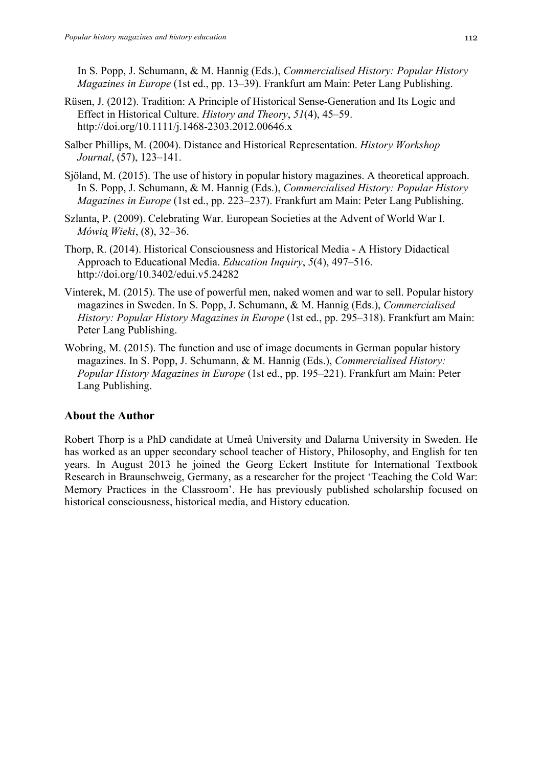In S. Popp, J. Schumann, & M. Hannig (Eds.), *Commercialised History: Popular History Magazines in Europe* (1st ed., pp. 13–39). Frankfurt am Main: Peter Lang Publishing.

Rüsen, J. (2012). Tradition: A Principle of Historical Sense-Generation and Its Logic and Effect in Historical Culture. *History and Theory*, *51*(4), 45–59. http://doi.org/10.1111/j.1468-2303.2012.00646.x

Salber Phillips, M. (2004). Distance and Historical Representation. *History Workshop Journal*, (57), 123–141.

Sjöland, M. (2015). The use of history in popular history magazines. A theoretical approach. In S. Popp, J. Schumann, & M. Hannig (Eds.), *Commercialised History: Popular History Magazines in Europe* (1st ed., pp. 223–237). Frankfurt am Main: Peter Lang Publishing.

Szlanta, P. (2009). Celebrating War. European Societies at the Advent of World War I. *Mówią Wieki*, (8), 32–36.

Thorp, R. (2014). Historical Consciousness and Historical Media - A History Didactical Approach to Educational Media. *Education Inquiry*, *5*(4), 497–516. http://doi.org/10.3402/edui.v5.24282

Vinterek, M. (2015). The use of powerful men, naked women and war to sell. Popular history magazines in Sweden. In S. Popp, J. Schumann, & M. Hannig (Eds.), *Commercialised History: Popular History Magazines in Europe* (1st ed., pp. 295–318). Frankfurt am Main: Peter Lang Publishing.

Wobring, M. (2015). The function and use of image documents in German popular history magazines. In S. Popp, J. Schumann, & M. Hannig (Eds.), *Commercialised History: Popular History Magazines in Europe* (1st ed., pp. 195–221). Frankfurt am Main: Peter Lang Publishing.

## About the Author

Robert Thorp is a PhD candidate at Umeå University and Dalarna University in Sweden. He has worked as an upper secondary school teacher of History, Philosophy, and English for ten years. In August 2013 he joined the Georg Eckert Institute for International Textbook Research in Braunschweig, Germany, as a researcher for the project 'Teaching the Cold War: Memory Practices in the Classroom'. He has previously published scholarship focused on historical consciousness, historical media, and History education.